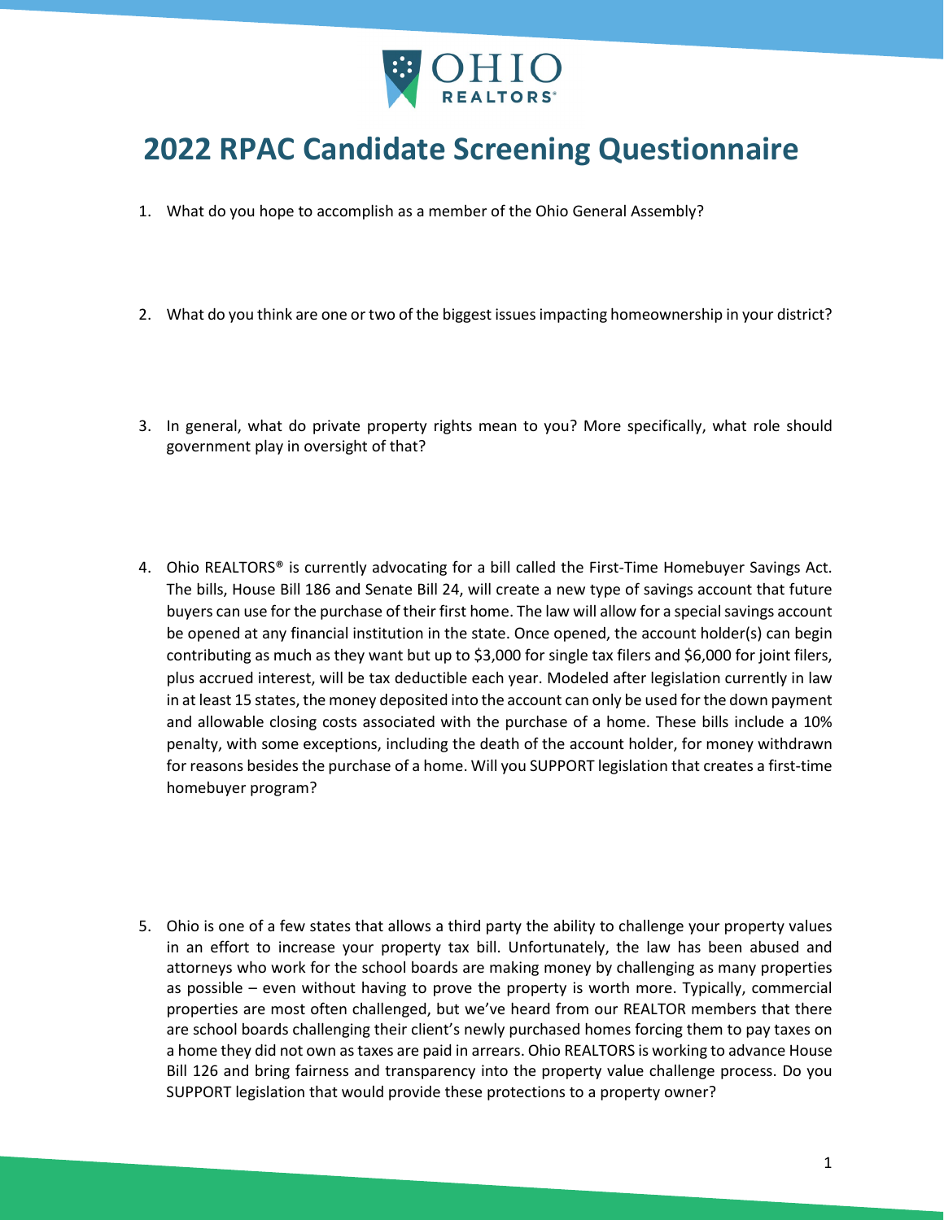OHIO REALTORS®

# 2022 RPAC Candidate Screening Questionnaire

1. What do you hope to accomplish as a member of the Ohio General Assembly?

2. What do you think are one or two of the biggest issues impacting homeownership in your district?

3. In general, what do private property rights mean to you? More specifically, what role should government play in oversight of that?

4. Ohio REALTORS® is currently advocating for a bill called the First-Time Homebuyer Savings Act. The bills, House Bill 186 and Senate Bill 24, will create a new type of savings account that future buyers can use for the purchase of their first home. The law will allow for a special savings account be opened at any financial institution in the state. Once opened, the account holder(s) can begin contributing as much as they want but up to $3,000 for single tax filers and $6,000 for joint filers, plus accrued interest, will be tax deductible each year. Modeled after legislation currently in law in at least 15 states, the money deposited into the account can only be used for the down payment and allowable closing costs associated with the purchase of a home. These bills include a 10% penalty, with some exceptions, including the death of the account holder, for money withdrawn for reasons besides the purchase of a home. Will you SUPPORT legislation that creates a first-time homebuyer program?

5. Ohio is one of a few states that allows a third party the ability to challenge your property values in an effort to increase your property tax bill. Unfortunately, the law has been abused and attorneys who work for the school boards are making money by challenging as many properties as possible – even without having to prove the property is worth more. Typically, commercial properties are most often challenged, but we've heard from our REALTOR members that there are school boards challenging their client's newly purchased homes forcing them to pay taxes on a home they did not own as taxes are paid in arrears. Ohio REALTORS is working to advance House Bill 126 and bring fairness and transparency into the property value challenge process. Do you SUPPORT legislation that would provide these protections to a property owner?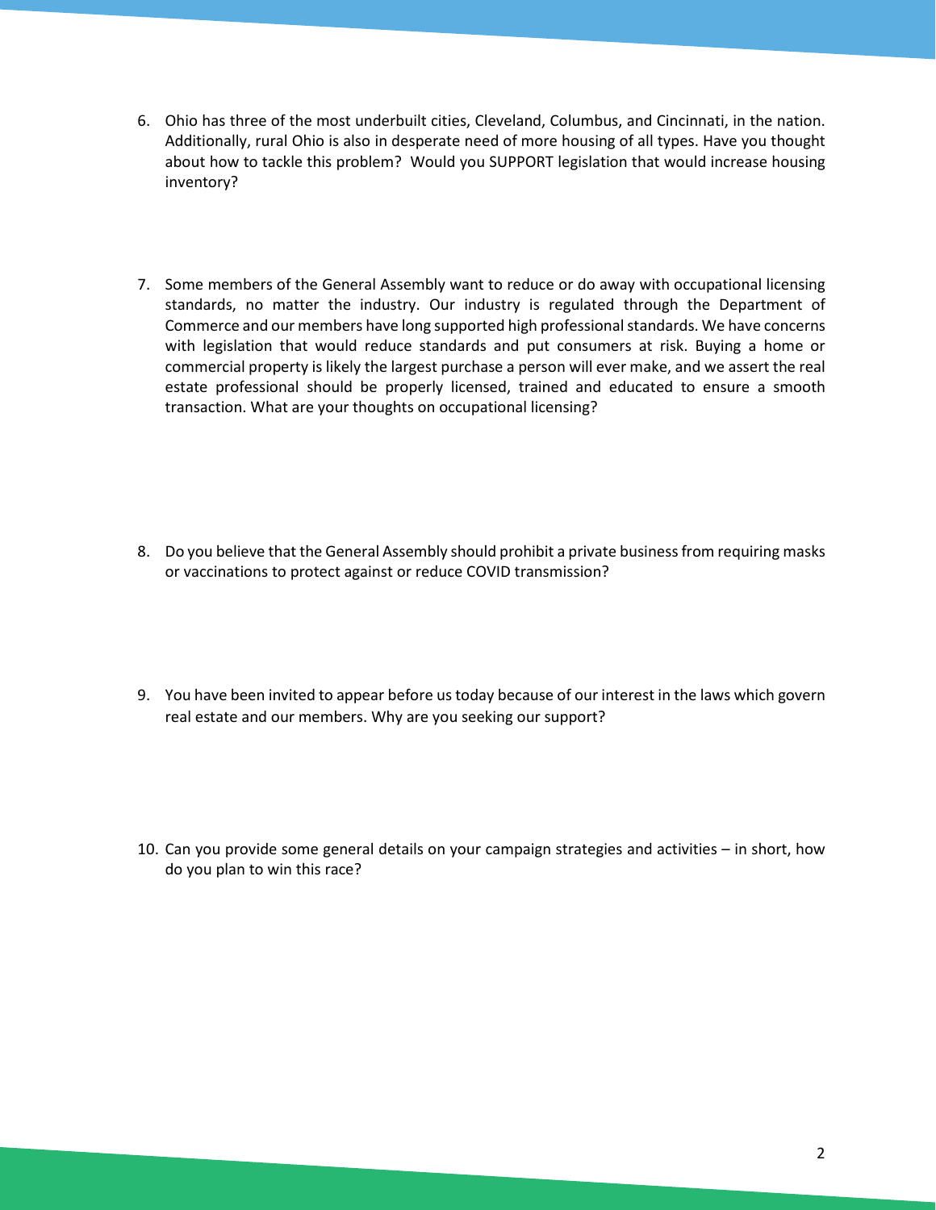6. Ohio has three of the most underbuilt cities, Cleveland, Columbus, and Cincinnati, in the nation. Additionally, rural Ohio is also in desperate need of more housing of all types. Have you thought about how to tackle this problem? Would you SUPPORT legislation that would increase housing inventory?

7. Some members of the General Assembly want to reduce or do away with occupational licensing standards, no matter the industry. Our industry is regulated through the Department of Commerce and our members have long supported high professional standards. We have concerns with legislation that would reduce standards and put consumers at risk. Buying a home or commercial property is likely the largest purchase a person will ever make, and we assert the real estate professional should be properly licensed, trained and educated to ensure a smooth transaction. What are your thoughts on occupational licensing?

8. Do you believe that the General Assembly should prohibit a private business from requiring masks or vaccinations to protect against or reduce COVID transmission?

9. You have been invited to appear before us today because of our interest in the laws which govern real estate and our members. Why are you seeking our support?

10. Can you provide some general details on your campaign strategies and activities – in short, how do you plan to win this race?